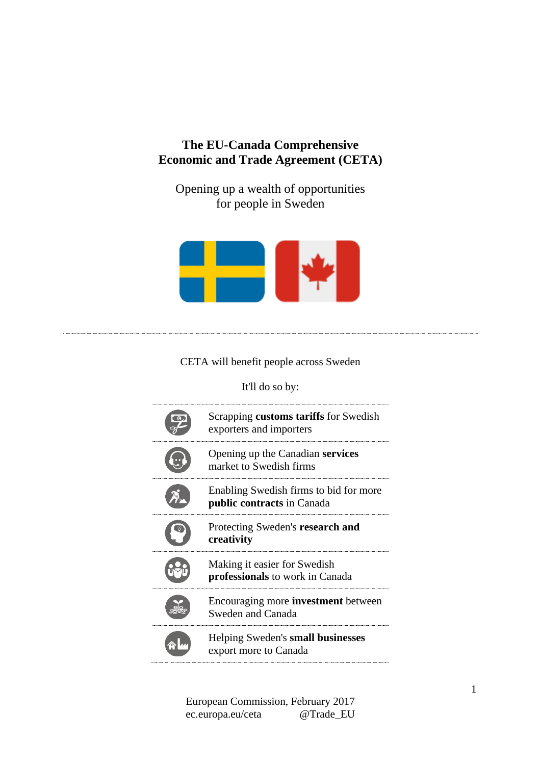# The EU-Canada Comprehensive Economic and Trade Agreement (CETA)

Opening up a wealth of opportunities for people in Sweden

---

CETA will benefit people across Sweden

It'll do so by:

- Scrapping **customs tariffs** for Swedish exporters and importers
- Opening up the Canadian **services** market to Swedish firms
- Enabling Swedish firms to bid for more **public contracts** in Canada
- Protecting Sweden's **research and creativity**
- Making it easier for Swedish **professionals** to work in Canada
- Encouraging more **investment** between Sweden and Canada
- Helping Sweden's **small businesses** export more to Canada

European Commission, February 2017
ec.europa.eu/ceta @Trade_EU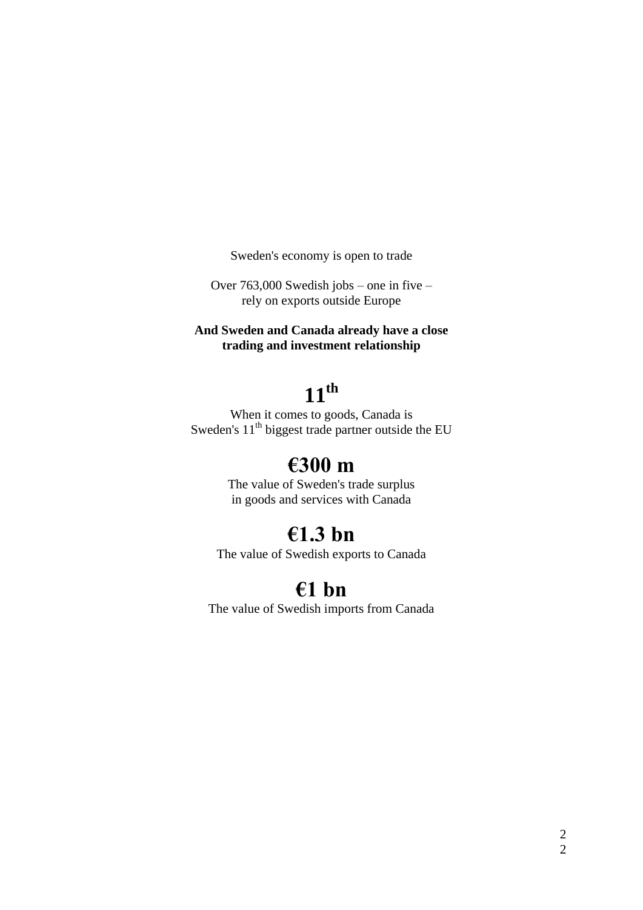Sweden's economy is open to trade

Over 763,000 Swedish jobs – one in five – rely on exports outside Europe

**And Sweden and Canada already have a close trading and investment relationship**

## 11$^{th}$

When it comes to goods, Canada is Sweden's 11$^{th}$ biggest trade partner outside the EU

## €300 m

The value of Sweden's trade surplus in goods and services with Canada

## €1.3 bn

The value of Swedish exports to Canada

## €1 bn

The value of Swedish imports from Canada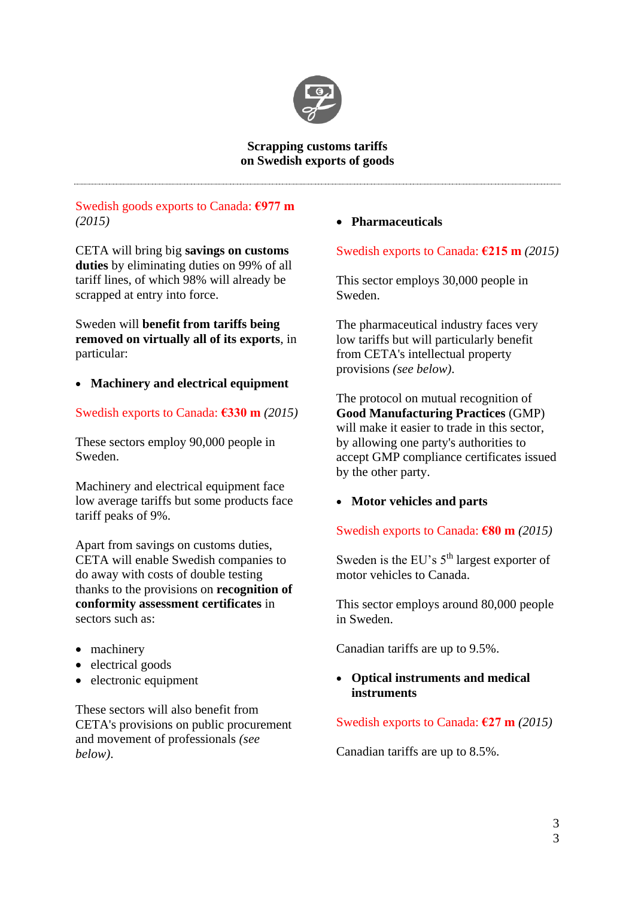## Scrapping customs tariffs on Swedish exports of goods

Swedish goods exports to Canada: **€977 m** *(2015)*

CETA will bring big **savings on customs duties** by eliminating duties on 99% of all tariff lines, of which 98% will already be scrapped at entry into force.

Sweden will **benefit from tariffs being removed on virtually all of its exports**, in particular:

- **Machinery and electrical equipment**

Swedish exports to Canada: **€330 m** *(2015)*

These sectors employ 90,000 people in Sweden.

Machinery and electrical equipment face low average tariffs but some products face tariff peaks of 9%.

Apart from savings on customs duties, CETA will enable Swedish companies to do away with costs of double testing thanks to the provisions on **recognition of conformity assessment certificates** in sectors such as:

- machinery
- electrical goods
- electronic equipment

These sectors will also benefit from CETA's provisions on public procurement and movement of professionals *(see below)*.

- **Pharmaceuticals**

Swedish exports to Canada: **€215 m** *(2015)*

This sector employs 30,000 people in Sweden.

The pharmaceutical industry faces very low tariffs but will particularly benefit from CETA's intellectual property provisions *(see below)*.

The protocol on mutual recognition of **Good Manufacturing Practices** (GMP) will make it easier to trade in this sector, by allowing one party's authorities to accept GMP compliance certificates issued by the other party.

- **Motor vehicles and parts**

Swedish exports to Canada: **€80 m** *(2015)*

Sweden is the EU's 5th largest exporter of motor vehicles to Canada.

This sector employs around 80,000 people in Sweden.

Canadian tariffs are up to 9.5%.

- **Optical instruments and medical instruments**

Swedish exports to Canada: **€27 m** *(2015)*

Canadian tariffs are up to 8.5%.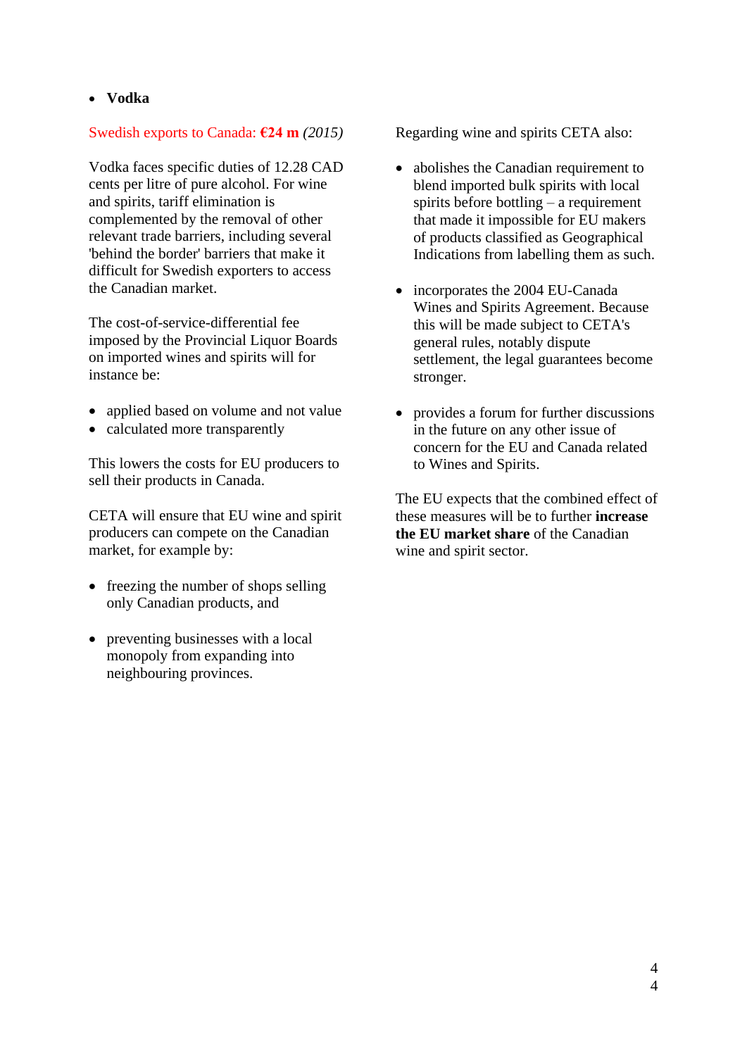- **Vodka**

Swedish exports to Canada: **€24 m** *(2015)*

Vodka faces specific duties of 12.28 CAD cents per litre of pure alcohol. For wine and spirits, tariff elimination is complemented by the removal of other relevant trade barriers, including several 'behind the border' barriers that make it difficult for Swedish exporters to access the Canadian market.

The cost-of-service-differential fee imposed by the Provincial Liquor Boards on imported wines and spirits will for instance be:

- applied based on volume and not value
- calculated more transparently

This lowers the costs for EU producers to sell their products in Canada.

CETA will ensure that EU wine and spirit producers can compete on the Canadian market, for example by:

- freezing the number of shops selling only Canadian products, and
- preventing businesses with a local monopoly from expanding into neighbouring provinces.

Regarding wine and spirits CETA also:

- abolishes the Canadian requirement to blend imported bulk spirits with local spirits before bottling – a requirement that made it impossible for EU makers of products classified as Geographical Indications from labelling them as such.
- incorporates the 2004 EU-Canada Wines and Spirits Agreement. Because this will be made subject to CETA's general rules, notably dispute settlement, the legal guarantees become stronger.
- provides a forum for further discussions in the future on any other issue of concern for the EU and Canada related to Wines and Spirits.

The EU expects that the combined effect of these measures will be to further **increase the EU market share** of the Canadian wine and spirit sector.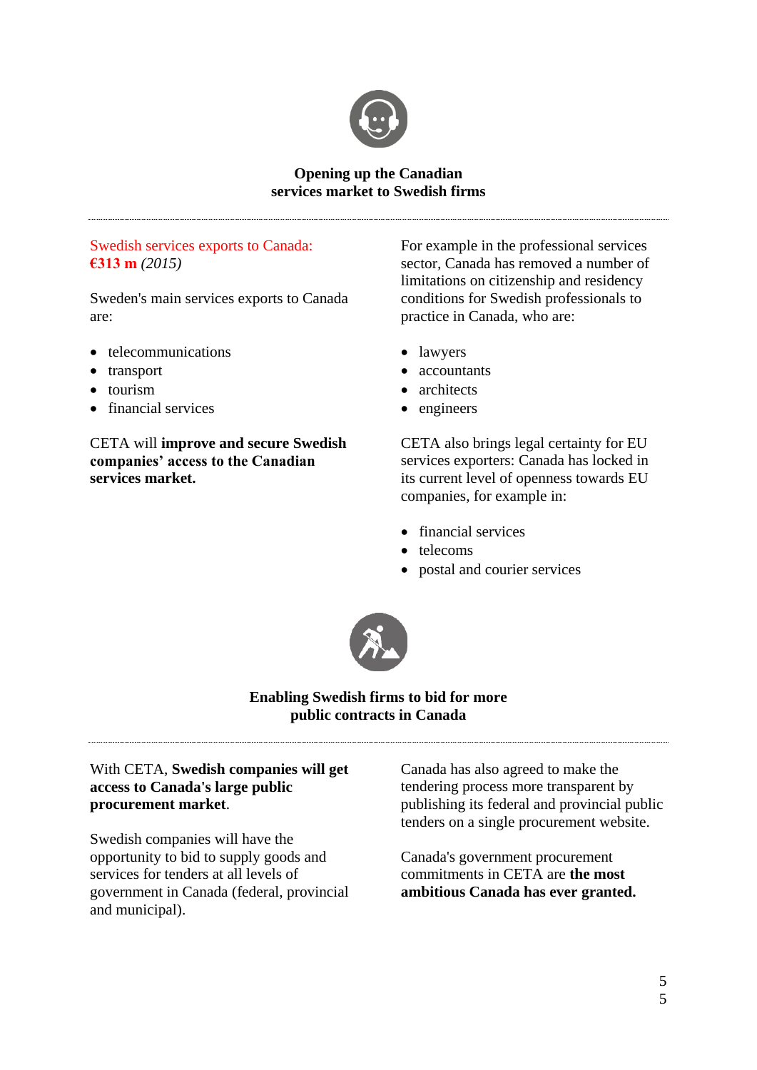## Opening up the Canadian services market to Swedish firms

Swedish services exports to Canada: **€313 m** *(2015)*

Sweden's main services exports to Canada are:

- telecommunications
- transport
- tourism
- financial services

CETA will **improve and secure Swedish companies' access to the Canadian services market.**

For example in the professional services sector, Canada has removed a number of limitations on citizenship and residency conditions for Swedish professionals to practice in Canada, who are:

- lawyers
- accountants
- architects
- engineers

CETA also brings legal certainty for EU services exporters: Canada has locked in its current level of openness towards EU companies, for example in:

- financial services
- telecoms
- postal and courier services

## Enabling Swedish firms to bid for more public contracts in Canada

With CETA, **Swedish companies will get access to Canada's large public procurement market**.

Swedish companies will have the opportunity to bid to supply goods and services for tenders at all levels of government in Canada (federal, provincial and municipal).

Canada has also agreed to make the tendering process more transparent by publishing its federal and provincial public tenders on a single procurement website.

Canada's government procurement commitments in CETA are **the most ambitious Canada has ever granted.**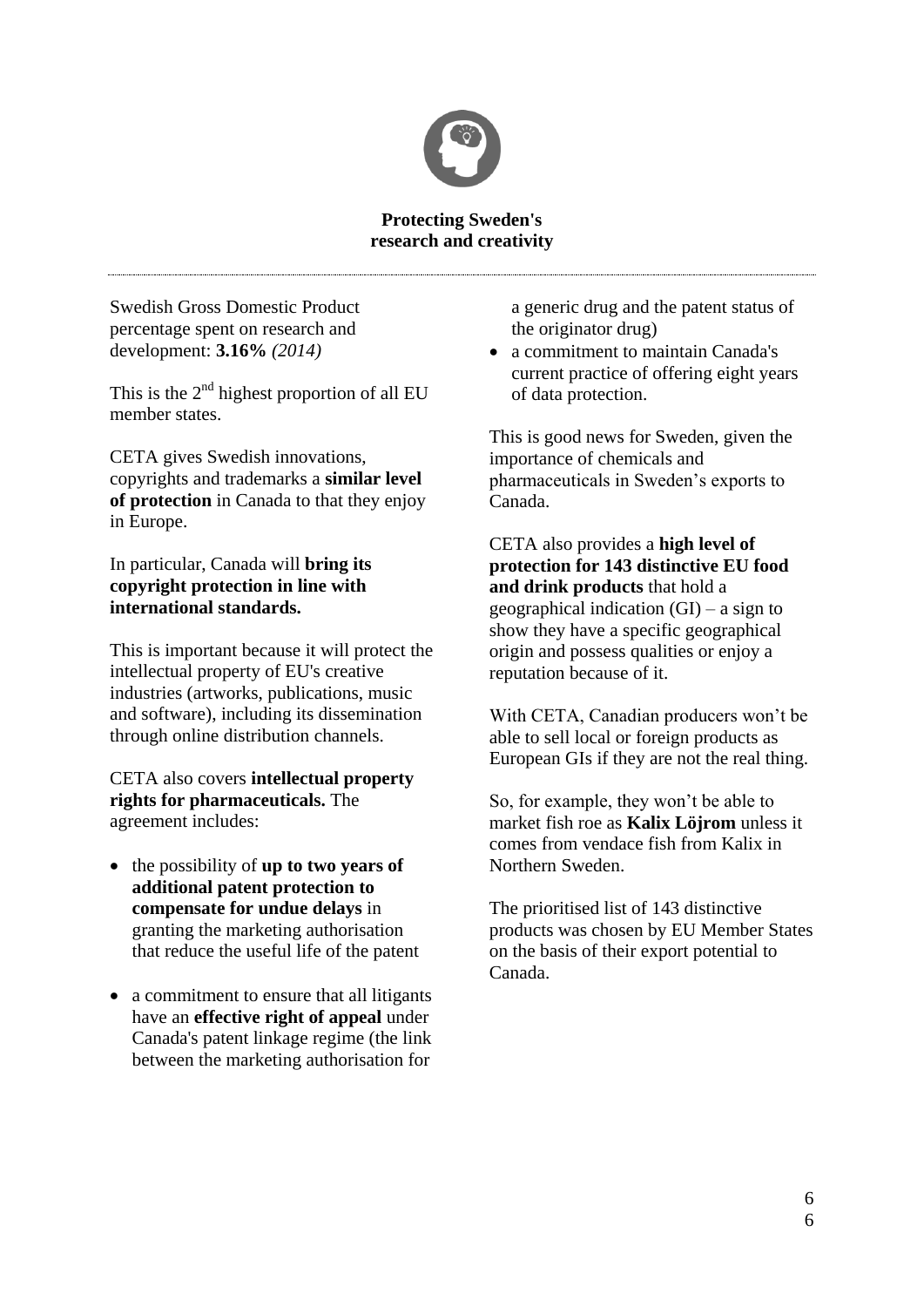## Protecting Sweden's research and creativity

Swedish Gross Domestic Product percentage spent on research and development: **3.16%** *(2014)*

This is the 2nd highest proportion of all EU member states.

CETA gives Swedish innovations, copyrights and trademarks a **similar level of protection** in Canada to that they enjoy in Europe.

In particular, Canada will **bring its copyright protection in line with international standards.**

This is important because it will protect the intellectual property of EU's creative industries (artworks, publications, music and software), including its dissemination through online distribution channels.

CETA also covers **intellectual property rights for pharmaceuticals.** The agreement includes:

- the possibility of **up to two years of additional patent protection to compensate for undue delays** in granting the marketing authorisation that reduce the useful life of the patent
- a commitment to ensure that all litigants have an **effective right of appeal** under Canada's patent linkage regime (the link between the marketing authorisation for a generic drug and the patent status of the originator drug)
- a commitment to maintain Canada's current practice of offering eight years of data protection.

This is good news for Sweden, given the importance of chemicals and pharmaceuticals in Sweden's exports to Canada.

CETA also provides a **high level of protection for 143 distinctive EU food and drink products** that hold a geographical indication (GI) – a sign to show they have a specific geographical origin and possess qualities or enjoy a reputation because of it.

With CETA, Canadian producers won't be able to sell local or foreign products as European GIs if they are not the real thing.

So, for example, they won't be able to market fish roe as **Kalix Löjrom** unless it comes from vendace fish from Kalix in Northern Sweden.

The prioritised list of 143 distinctive products was chosen by EU Member States on the basis of their export potential to Canada.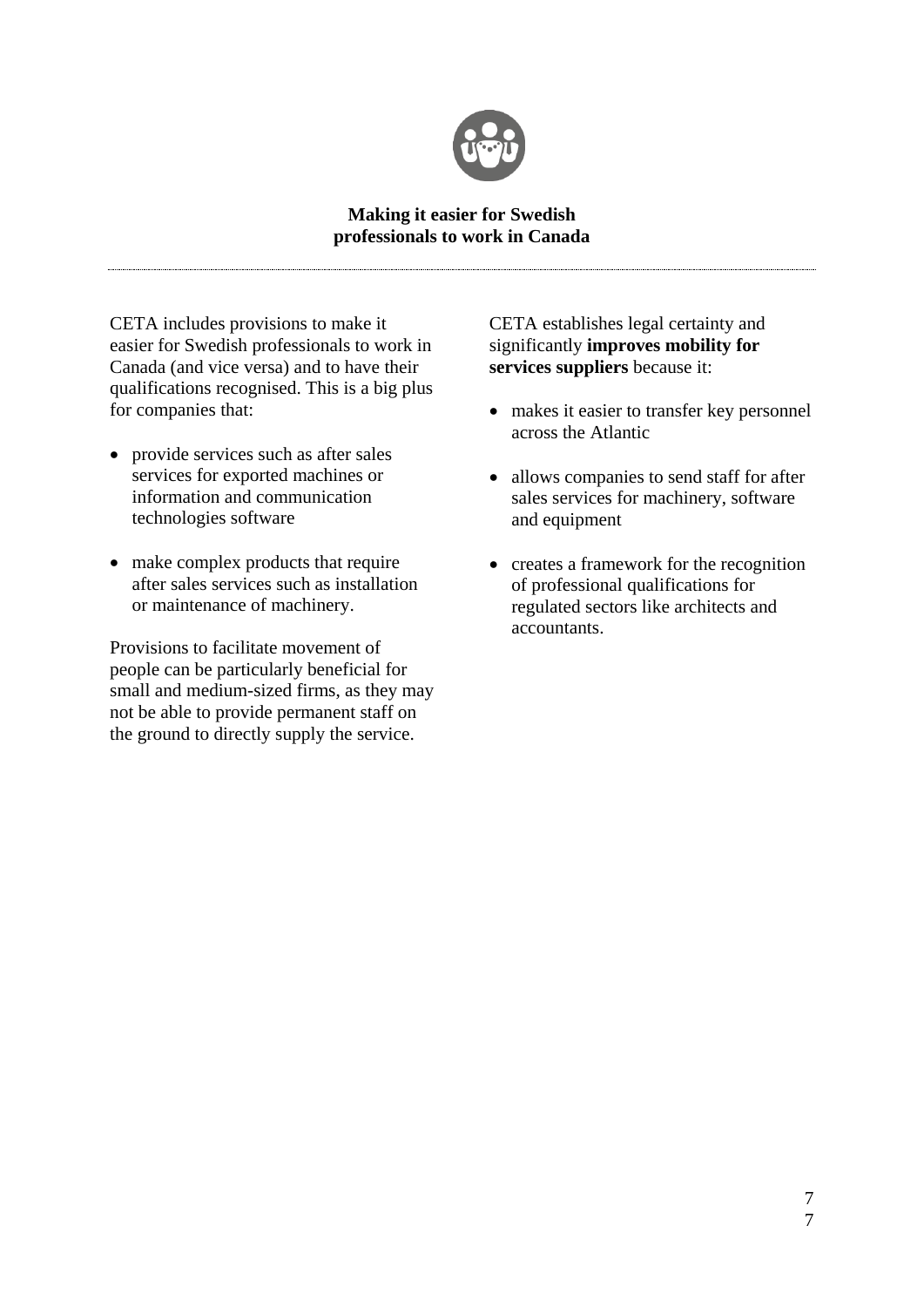## Making it easier for Swedish professionals to work in Canada

CETA includes provisions to make it easier for Swedish professionals to work in Canada (and vice versa) and to have their qualifications recognised. This is a big plus for companies that:

- provide services such as after sales services for exported machines or information and communication technologies software
- make complex products that require after sales services such as installation or maintenance of machinery.

Provisions to facilitate movement of people can be particularly beneficial for small and medium-sized firms, as they may not be able to provide permanent staff on the ground to directly supply the service.

CETA establishes legal certainty and significantly **improves mobility for services suppliers** because it:

- makes it easier to transfer key personnel across the Atlantic
- allows companies to send staff for after sales services for machinery, software and equipment
- creates a framework for the recognition of professional qualifications for regulated sectors like architects and accountants.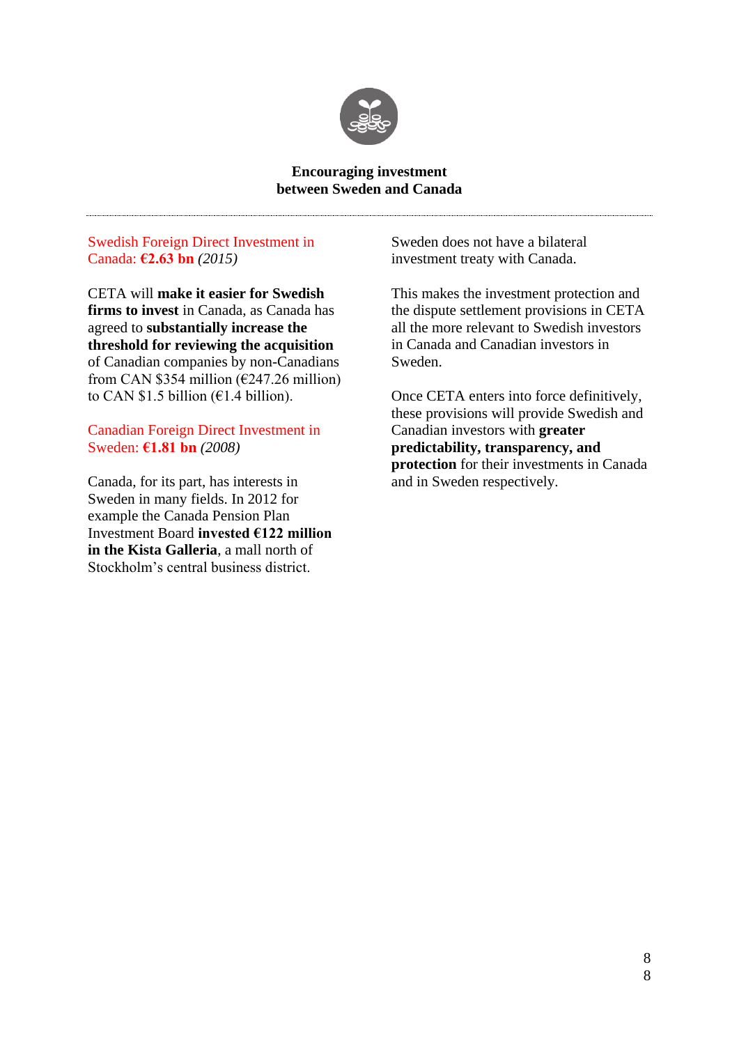## Encouraging investment between Sweden and Canada

Swedish Foreign Direct Investment in Canada: **€2.63 bn** *(2015)*

CETA will **make it easier for Swedish firms to invest** in Canada, as Canada has agreed to **substantially increase the threshold for reviewing the acquisition** of Canadian companies by non-Canadians from CAN $354 million (€247.26 million) to CAN $1.5 billion (€1.4 billion).

Canadian Foreign Direct Investment in Sweden: **€1.81 bn** *(2008)*

Canada, for its part, has interests in Sweden in many fields. In 2012 for example the Canada Pension Plan Investment Board **invested €122 million in the Kista Galleria**, a mall north of Stockholm's central business district.

Sweden does not have a bilateral investment treaty with Canada.

This makes the investment protection and the dispute settlement provisions in CETA all the more relevant to Swedish investors in Canada and Canadian investors in Sweden.

Once CETA enters into force definitively, these provisions will provide Swedish and Canadian investors with **greater predictability, transparency, and protection** for their investments in Canada and in Sweden respectively.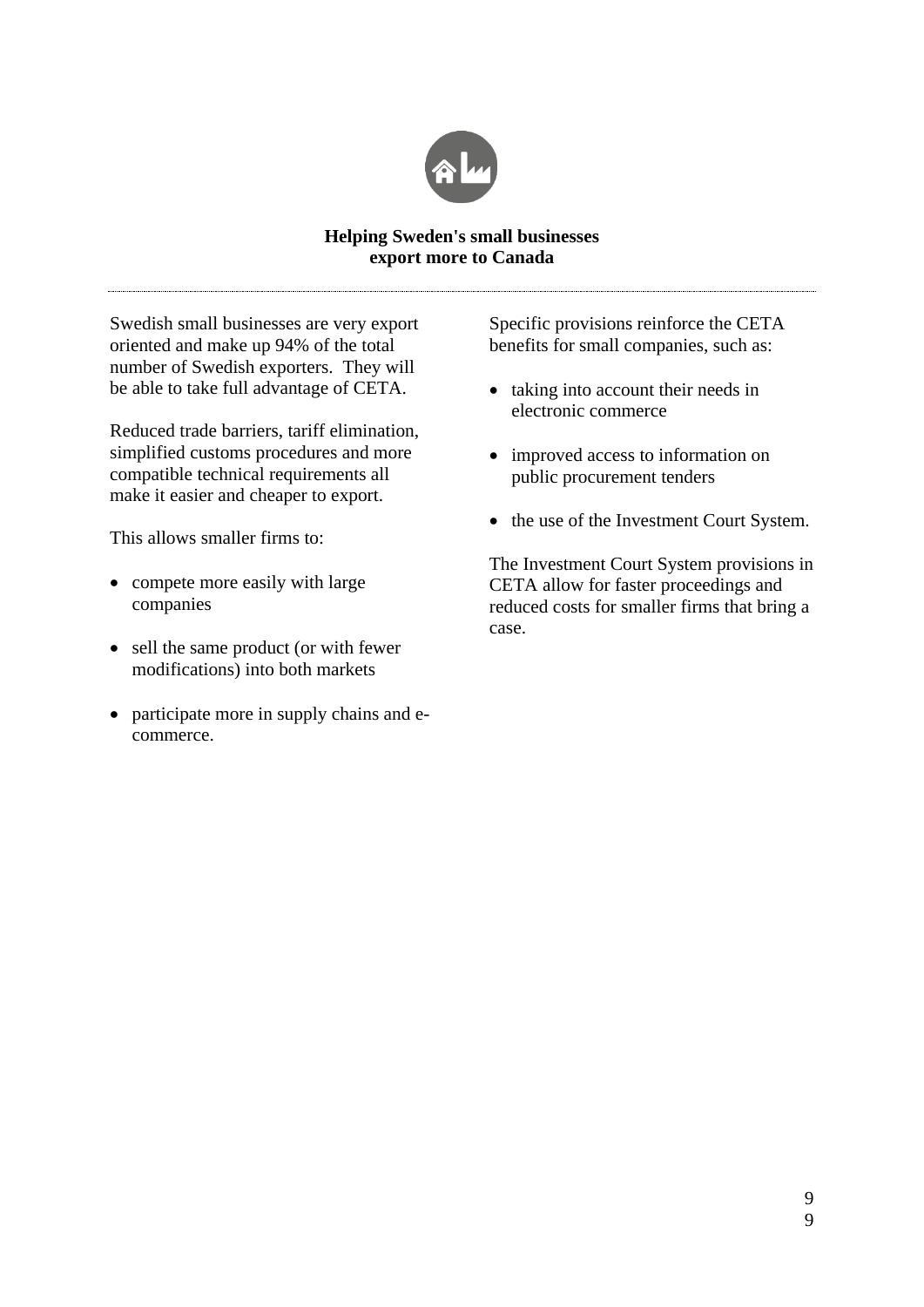**Helping Sweden's small businesses export more to Canada**

Swedish small businesses are very export oriented and make up 94% of the total number of Swedish exporters. They will be able to take full advantage of CETA.

Reduced trade barriers, tariff elimination, simplified customs procedures and more compatible technical requirements all make it easier and cheaper to export.

This allows smaller firms to:

- compete more easily with large companies
- sell the same product (or with fewer modifications) into both markets
- participate more in supply chains and e-commerce.

Specific provisions reinforce the CETA benefits for small companies, such as:

- taking into account their needs in electronic commerce
- improved access to information on public procurement tenders
- the use of the Investment Court System.

The Investment Court System provisions in CETA allow for faster proceedings and reduced costs for smaller firms that bring a case.